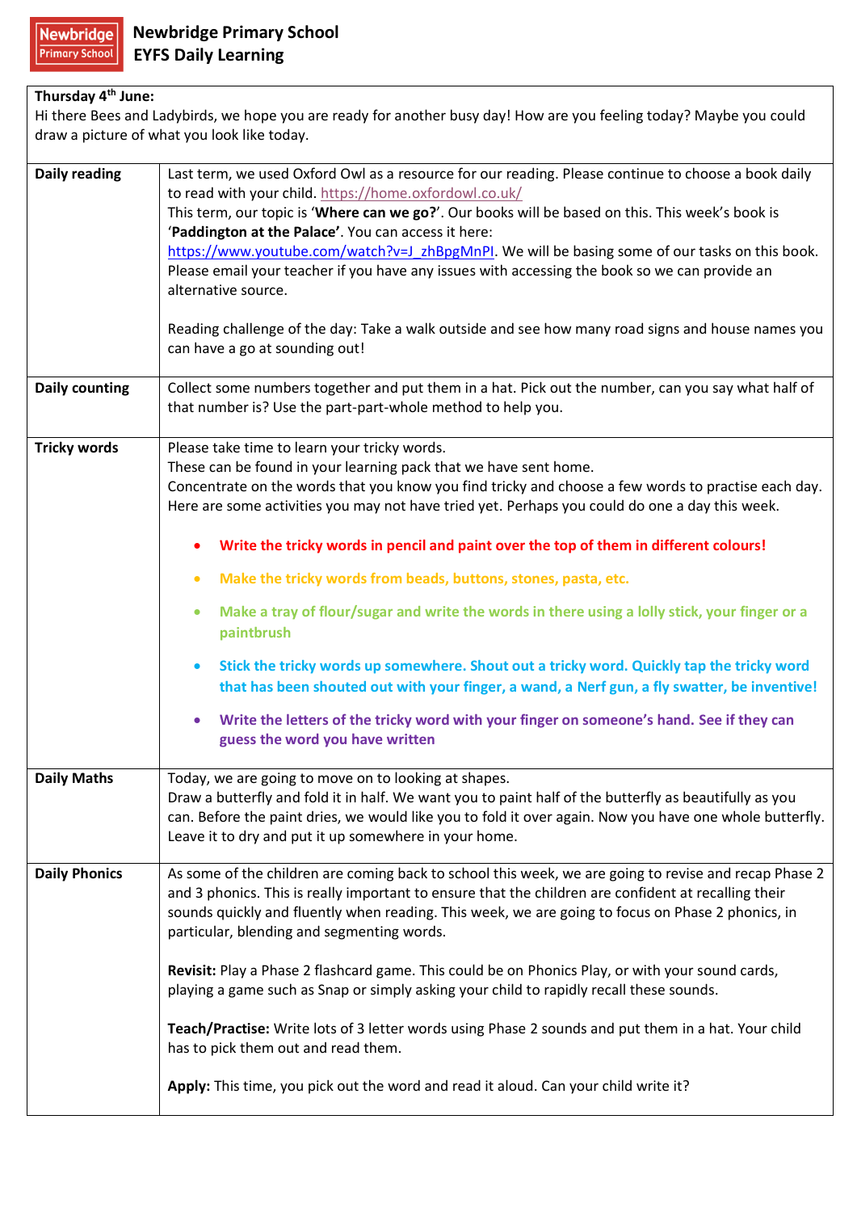# Newbridge Primary School
## EYFS Daily Learning

**Thursday 4th June:**
Hi there Bees and Ladybirds, we hope you are ready for another busy day! How are you feeling today? Maybe you could draw a picture of what you look like today.

| | |
|---|---|
| **Daily reading** | Last term, we used Oxford Owl as a resource for our reading. Please continue to choose a book daily to read with your child. https://home.oxfordowl.co.uk/<br>This term, our topic is '**Where can we go?**'. Our books will be based on this. This week's book is '**Paddington at the Palace'**. You can access it here: https://www.youtube.com/watch?v=J_zhBpgMnPI. We will be basing some of our tasks on this book. Please email your teacher if you have any issues with accessing the book so we can provide an alternative source.<br><br>Reading challenge of the day: Take a walk outside and see how many road signs and house names you can have a go at sounding out! |
| **Daily counting** | Collect some numbers together and put them in a hat. Pick out the number, can you say what half of that number is? Use the part-part-whole method to help you. |
| **Tricky words** | Please take time to learn your tricky words.<br>These can be found in your learning pack that we have sent home.<br>Concentrate on the words that you know you find tricky and choose a few words to practise each day. Here are some activities you may not have tried yet. Perhaps you could do one a day this week.<br><br>• **Write the tricky words in pencil and paint over the top of them in different colours!**<br>• **Make the tricky words from beads, buttons, stones, pasta, etc.**<br>• **Make a tray of flour/sugar and write the words in there using a lolly stick, your finger or a paintbrush**<br>• **Stick the tricky words up somewhere. Shout out a tricky word. Quickly tap the tricky word that has been shouted out with your finger, a wand, a Nerf gun, a fly swatter, be inventive!**<br>• **Write the letters of the tricky word with your finger on someone's hand. See if they can guess the word you have written** |
| **Daily Maths** | Today, we are going to move on to looking at shapes.<br>Draw a butterfly and fold it in half. We want you to paint half of the butterfly as beautifully as you can. Before the paint dries, we would like you to fold it over again. Now you have one whole butterfly. Leave it to dry and put it up somewhere in your home. |
| **Daily Phonics** | As some of the children are coming back to school this week, we are going to revise and recap Phase 2 and 3 phonics. This is really important to ensure that the children are confident at recalling their sounds quickly and fluently when reading. This week, we are going to focus on Phase 2 phonics, in particular, blending and segmenting words.<br><br>**Revisit:** Play a Phase 2 flashcard game. This could be on Phonics Play, or with your sound cards, playing a game such as Snap or simply asking your child to rapidly recall these sounds.<br><br>**Teach/Practise:** Write lots of 3 letter words using Phase 2 sounds and put them in a hat. Your child has to pick them out and read them.<br><br>**Apply:** This time, you pick out the word and read it aloud. Can your child write it? |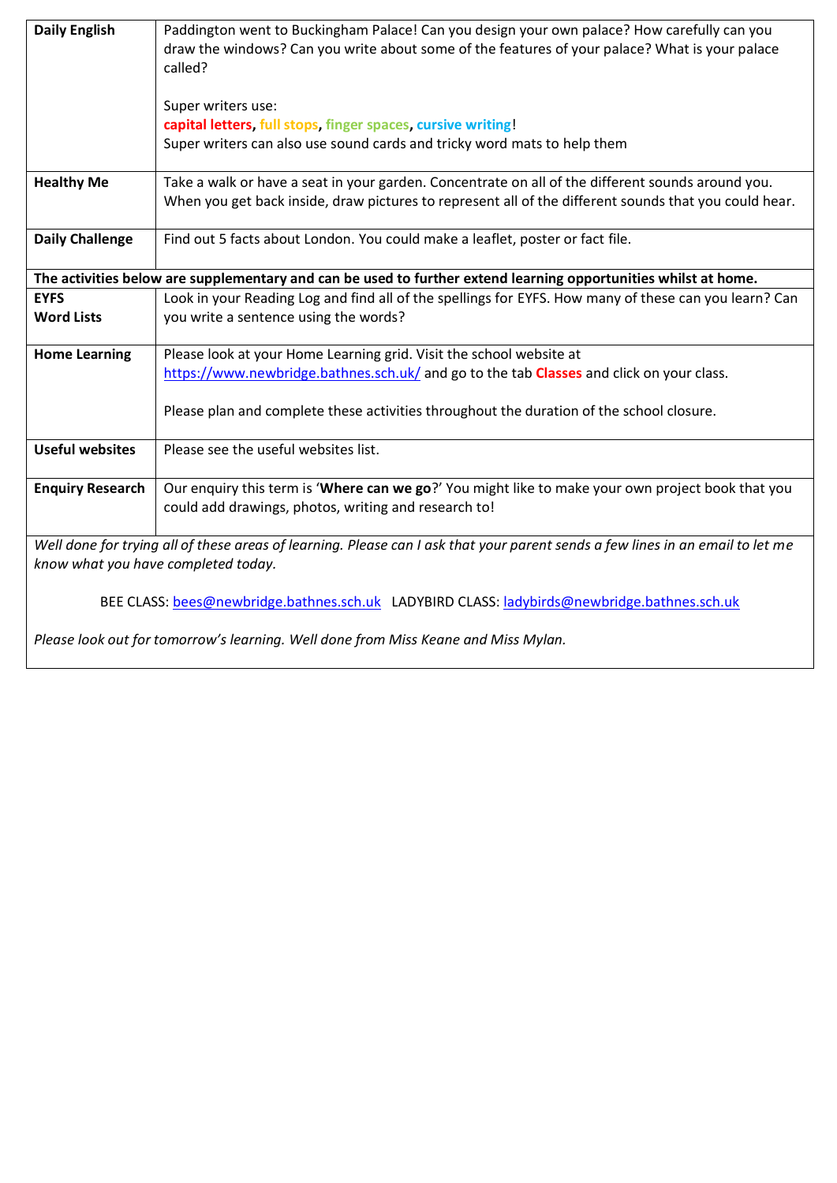| | |
|---|---|
| **Daily English** | Paddington went to Buckingham Palace! Can you design your own palace? How carefully can you draw the windows? Can you write about some of the features of your palace? What is your palace called?<br><br>Super writers use:<br>**capital letters**, **full stops**, **finger spaces**, **cursive writing**!<br>Super writers can also use sound cards and tricky word mats to help them |
| **Healthy Me** | Take a walk or have a seat in your garden. Concentrate on all of the different sounds around you. When you get back inside, draw pictures to represent all of the different sounds that you could hear. |
| **Daily Challenge** | Find out 5 facts about London. You could make a leaflet, poster or fact file. |
| **The activities below are supplementary and can be used to further extend learning opportunities whilst at home.** | |
| **EYFS Word Lists** | Look in your Reading Log and find all of the spellings for EYFS. How many of these can you learn? Can you write a sentence using the words? |
| **Home Learning** | Please look at your Home Learning grid. Visit the school website at https://www.newbridge.bathnes.sch.uk/ and go to the tab **Classes** and click on your class.<br><br>Please plan and complete these activities throughout the duration of the school closure. |
| **Useful websites** | Please see the useful websites list. |
| **Enquiry Research** | Our enquiry this term is '**Where can we go**?' You might like to make your own project book that you could add drawings, photos, writing and research to! |

*Well done for trying all of these areas of learning. Please can I ask that your parent sends a few lines in an email to let me know what you have completed today.*

BEE CLASS: bees@newbridge.bathnes.sch.uk LADYBIRD CLASS: ladybirds@newbridge.bathnes.sch.uk

*Please look out for tomorrow's learning. Well done from Miss Keane and Miss Mylan.*